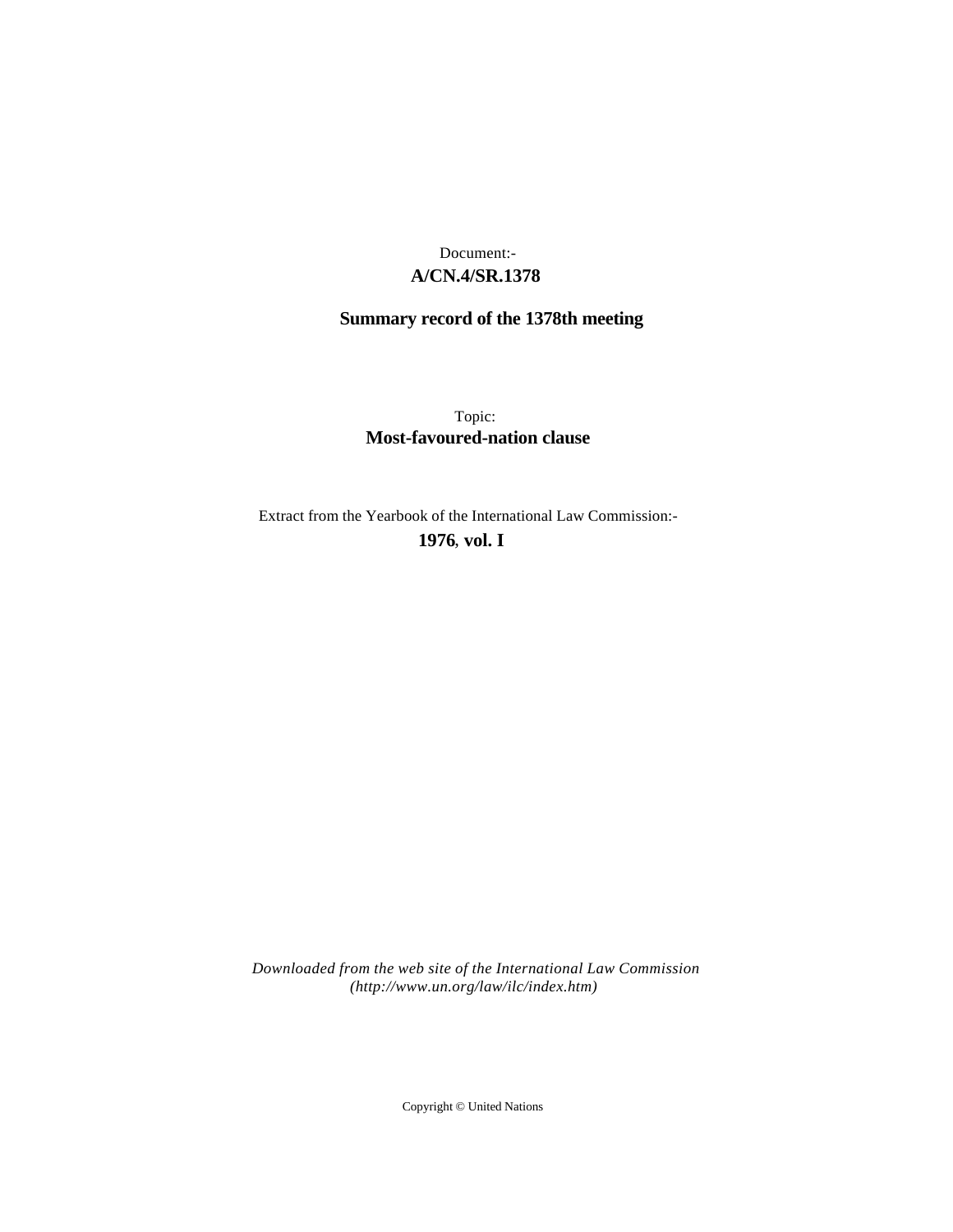Document:-
**A/CN.4/SR.1378**

**Summary record of the 1378th meeting**

Topic:
**Most-favoured-nation clause**

Extract from the Yearbook of the International Law Commission:-
**1976, vol. I**

*Downloaded from the web site of the International Law Commission (http://www.un.org/law/ilc/index.htm)*

Copyright © United Nations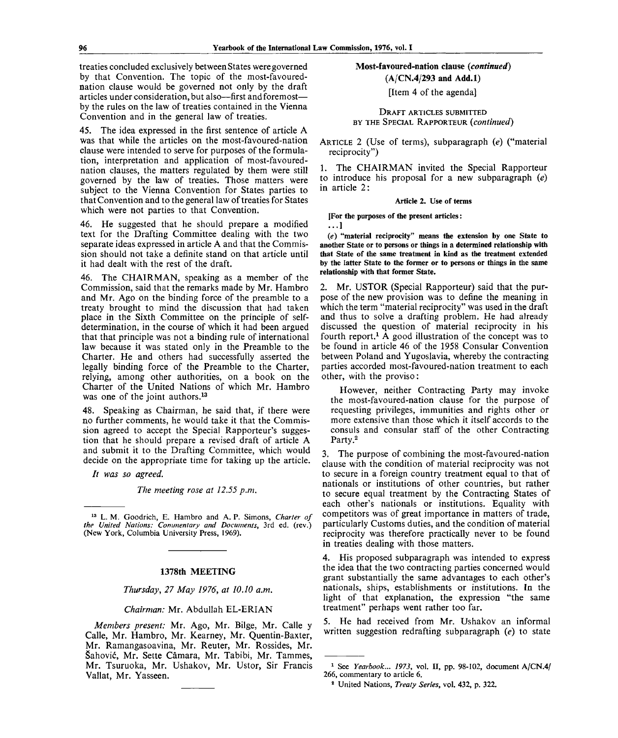treaties concluded exclusively between States were governed by that Convention. The topic of the most-favoured-nation clause would be governed not only by the draft articles under consideration, but also—first and foremost—by the rules on the law of treaties contained in the Vienna Convention and in the general law of treaties.

45. The idea expressed in the first sentence of article A was that while the articles on the most-favoured-nation clause were intended to serve for purposes of the formulation, interpretation and application of most-favoured-nation clauses, the matters regulated by them were still governed by the law of treaties. Those matters were subject to the Vienna Convention for States parties to that Convention and to the general law of treaties for States which were not parties to that Convention.

46. He suggested that he should prepare a modified text for the Drafting Committee dealing with the two separate ideas expressed in article A and that the Commission should not take a definite stand on that article until it had dealt with the rest of the draft.

46. The CHAIRMAN, speaking as a member of the Commission, said that the remarks made by Mr. Hambro and Mr. Ago on the binding force of the preamble to a treaty brought to mind the discussion that had taken place in the Sixth Committee on the principle of self-determination, in the course of which it had been argued that that principle was not a binding rule of international law because it was stated only in the Preamble to the Charter. He and others had successfully asserted the legally binding force of the Preamble to the Charter, relying, among other authorities, on a book on the Charter of the United Nations of which Mr. Hambro was one of the joint authors.[13]

48. Speaking as Chairman, he said that, if there were no further comments, he would take it that the Commission agreed to accept the Special Rapporteur's suggestion that he should prepare a revised draft of article A and submit it to the Drafting Committee, which would decide on the appropriate time for taking up the article.

*It was so agreed.*

*The meeting rose at 12.55 p.m.*

---

[13] L. M. Goodrich, E. Hambro and A. P. Simons, *Charter of the United Nations: Commentary and Documents*, 3rd ed. (rev.) (New York, Columbia University Press, 1969).

---

## 1378th MEETING

*Thursday, 27 May 1976, at 10.10 a.m.*

*Chairman:* Mr. Abdullah EL-ERIAN

*Members present:* Mr. Ago, Mr. Bilge, Mr. Calle y Calle, Mr. Hambro, Mr. Kearney, Mr. Quentin-Baxter, Mr. Ramangasoavina, Mr. Reuter, Mr. Rossides, Mr. Šahović, Mr. Sette Câmara, Mr. Tabibi, Mr. Tammes, Mr. Tsuruoka, Mr. Ushakov, Mr. Ustor, Sir Francis Vallat, Mr. Yasseen.

---

### Most-favoured-nation clause (*continued*) (A/CN.4/293 and Add.1)

[Item 4 of the agenda]

DRAFT ARTICLES SUBMITTED BY THE SPECIAL RAPPORTEUR (*continued*)

ARTICLE 2 (Use of terms), subparagraph (*e*) ("material reciprocity")

1. The CHAIRMAN invited the Special Rapporteur to introduce his proposal for a new subparagraph (*e*) in article 2:

**Article 2. Use of terms**

**[For the purposes of the present articles:**

**. . .]**

**(*e*) "material reciprocity" means the extension by one State to another State or to persons or things in a determined relationship with that State of the same treatment in kind as the treatment extended by the latter State to the former or to persons or things in the same relationship with that former State.**

2. Mr. USTOR (Special Rapporteur) said that the purpose of the new provision was to define the meaning in which the term "material reciprocity" was used in the draft and thus to solve a drafting problem. He had already discussed the question of material reciprocity in his fourth report.[1] A good illustration of the concept was to be found in article 46 of the 1958 Consular Convention between Poland and Yugoslavia, whereby the contracting parties accorded most-favoured-nation treatment to each other, with the proviso:

> However, neither Contracting Party may invoke the most-favoured-nation clause for the purpose of requesting privileges, immunities and rights other or more extensive than those which it itself accords to the consuls and consular staff of the other Contracting Party.[2]

3. The purpose of combining the most-favoured-nation clause with the condition of material reciprocity was not to secure in a foreign country treatment equal to that of nationals or institutions of other countries, but rather to secure equal treatment by the Contracting States of each other's nationals or institutions. Equality with competitors was of great importance in matters of trade, particularly Customs duties, and the condition of material reciprocity was therefore practically never to be found in treaties dealing with those matters.

4. His proposed subparagraph was intended to express the idea that the two contracting parties concerned would grant substantially the same advantages to each other's nationals, ships, establishments or institutions. In the light of that explanation, the expression "the same treatment" perhaps went rather too far.

5. He had received from Mr. Ushakov an informal written suggestion redrafting subparagraph (*e*) to state

---

[1] See *Yearbook... 1973*, vol. II, pp. 98-102, document A/CN.4/266, commentary to article 6.

[2] United Nations, *Treaty Series*, vol. 432, p. 322.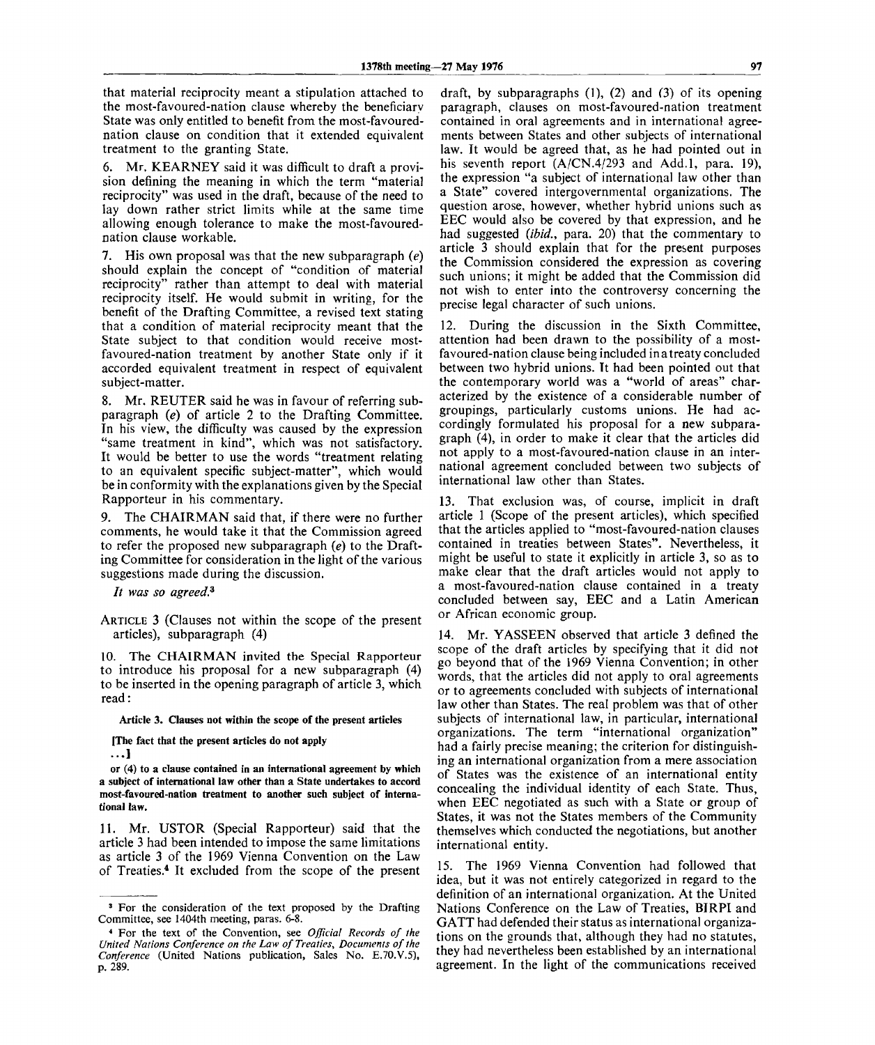that material reciprocity meant a stipulation attached to the most-favoured-nation clause whereby the beneficiary State was only entitled to benefit from the most-favoured-nation clause on condition that it extended equivalent treatment to the granting State.

6. Mr. KEARNEY said it was difficult to draft a provision defining the meaning in which the term "material reciprocity" was used in the draft, because of the need to lay down rather strict limits while at the same time allowing enough tolerance to make the most-favoured-nation clause workable.

7. His own proposal was that the new subparagraph (*e*) should explain the concept of "condition of material reciprocity" rather than attempt to deal with material reciprocity itself. He would submit in writing, for the benefit of the Drafting Committee, a revised text stating that a condition of material reciprocity meant that the State subject to that condition would receive most-favoured-nation treatment by another State only if it accorded equivalent treatment in respect of equivalent subject-matter.

8. Mr. REUTER said he was in favour of referring subparagraph (*e*) of article 2 to the Drafting Committee. In his view, the difficulty was caused by the expression "same treatment in kind", which was not satisfactory. It would be better to use the words "treatment relating to an equivalent specific subject-matter", which would be in conformity with the explanations given by the Special Rapporteur in his commentary.

9. The CHAIRMAN said that, if there were no further comments, he would take it that the Commission agreed to refer the proposed new subparagraph (*e*) to the Drafting Committee for consideration in the light of the various suggestions made during the discussion.

*It was so agreed.*[3]

ARTICLE 3 (Clauses not within the scope of the present articles), subparagraph (4)

10. The CHAIRMAN invited the Special Rapporteur to introduce his proposal for a new subparagraph (4) to be inserted in the opening paragraph of article 3, which read:

**Article 3. Clauses not within the scope of the present articles**

**[The fact that the present articles do not apply**

**. . .]**

**or (4) to a clause contained in an international agreement by which a subject of international law other than a State undertakes to accord most-favoured-nation treatment to another such subject of international law.**

11. Mr. USTOR (Special Rapporteur) said that the article 3 had been intended to impose the same limitations as article 3 of the 1969 Vienna Convention on the Law of Treaties.[4] It excluded from the scope of the present draft, by subparagraphs (1), (2) and (3) of its opening paragraph, clauses on most-favoured-nation treatment contained in oral agreements and in international agreements between States and other subjects of international law. It would be agreed that, as he had pointed out in his seventh report (A/CN.4/293 and Add.1, para. 19), the expression "a subject of international law other than a State" covered intergovernmental organizations. The question arose, however, whether hybrid unions such as EEC would also be covered by that expression, and he had suggested (*ibid.*, para. 20) that the commentary to article 3 should explain that for the present purposes the Commission considered the expression as covering such unions; it might be added that the Commission did not wish to enter into the controversy concerning the precise legal character of such unions.

12. During the discussion in the Sixth Committee, attention had been drawn to the possibility of a most-favoured-nation clause being included in a treaty concluded between two hybrid unions. It had been pointed out that the contemporary world was a "world of areas" characterized by the existence of a considerable number of groupings, particularly customs unions. He had accordingly formulated his proposal for a new subparagraph (4), in order to make it clear that the articles did not apply to a most-favoured-nation clause in an international agreement concluded between two subjects of international law other than States.

13. That exclusion was, of course, implicit in draft article 1 (Scope of the present articles), which specified that the articles applied to "most-favoured-nation clauses contained in treaties between States". Nevertheless, it might be useful to state it explicitly in article 3, so as to make clear that the draft articles would not apply to a most-favoured-nation clause contained in a treaty concluded between say, EEC and a Latin American or African economic group.

14. Mr. YASSEEN observed that article 3 defined the scope of the draft articles by specifying that it did not go beyond that of the 1969 Vienna Convention; in other words, that the articles did not apply to oral agreements or to agreements concluded with subjects of international law other than States. The real problem was that of other subjects of international law, in particular, international organizations. The term "international organization" had a fairly precise meaning; the criterion for distinguishing an international organization from a mere association of States was the existence of an international entity concealing the individual identity of each State. Thus, when EEC negotiated as such with a State or group of States, it was not the States members of the Community themselves which conducted the negotiations, but another international entity.

15. The 1969 Vienna Convention had followed that idea, but it was not entirely categorized in regard to the definition of an international organization. At the United Nations Conference on the Law of Treaties, BIRPI and GATT had defended their status as international organizations on the grounds that, although they had no statutes, they had nevertheless been established by an international agreement. In the light of the communications received

---

[3] For the consideration of the text proposed by the Drafting Committee, see 1404th meeting, paras. 6-8.

[4] For the text of the Convention, see *Official Records of the United Nations Conference on the Law of Treaties, Documents of the Conference* (United Nations publication, Sales No. E.70.V.5), p. 289.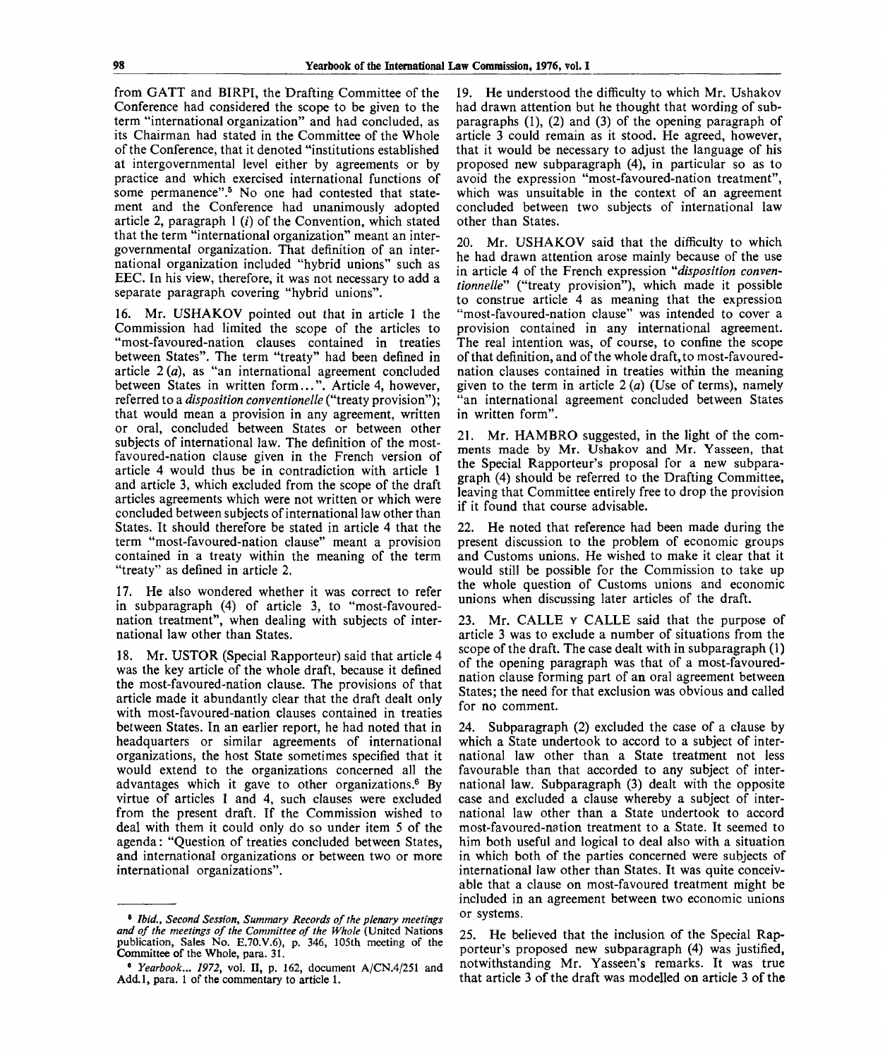from GATT and BIRPI, the Drafting Committee of the Conference had considered the scope to be given to the term "international organization" and had concluded, as its Chairman had stated in the Committee of the Whole of the Conference, that it denoted "institutions established at intergovernmental level either by agreements or by practice and which exercised international functions of some permanence".[5] No one had contested that statement and the Conference had unanimously adopted article 2, paragraph 1 (*i*) of the Convention, which stated that the term "international organization" meant an intergovernmental organization. That definition of an international organization included "hybrid unions" such as EEC. In his view, therefore, it was not necessary to add a separate paragraph covering "hybrid unions".

16. Mr. USHAKOV pointed out that in article 1 the Commission had limited the scope of the articles to "most-favoured-nation clauses contained in treaties between States". The term "treaty" had been defined in article 2 (*a*), as "an international agreement concluded between States in written form...". Article 4, however, referred to a *disposition conventionelle* ("treaty provision"); that would mean a provision in any agreement, written or oral, concluded between States or between other subjects of international law. The definition of the most-favoured-nation clause given in the French version of article 4 would thus be in contradiction with article 1 and article 3, which excluded from the scope of the draft articles agreements which were not written or which were concluded between subjects of international law other than States. It should therefore be stated in article 4 that the term "most-favoured-nation clause" meant a provision contained in a treaty within the meaning of the term "treaty" as defined in article 2.

17. He also wondered whether it was correct to refer in subparagraph (4) of article 3, to "most-favoured-nation treatment", when dealing with subjects of international law other than States.

18. Mr. USTOR (Special Rapporteur) said that article 4 was the key article of the whole draft, because it defined the most-favoured-nation clause. The provisions of that article made it abundantly clear that the draft dealt only with most-favoured-nation clauses contained in treaties between States. In an earlier report, he had noted that in headquarters or similar agreements of international organizations, the host State sometimes specified that it would extend to the organizations concerned all the advantages which it gave to other organizations.[6] By virtue of articles 1 and 4, such clauses were excluded from the present draft. If the Commission wished to deal with them it could only do so under item 5 of the agenda: "Question of treaties concluded between States, and international organizations or between two or more international organizations".

19. He understood the difficulty to which Mr. Ushakov had drawn attention but he thought that wording of subparagraphs (1), (2) and (3) of the opening paragraph of article 3 could remain as it stood. He agreed, however, that it would be necessary to adjust the language of his proposed new subparagraph (4), in particular so as to avoid the expression "most-favoured-nation treatment", which was unsuitable in the context of an agreement concluded between two subjects of international law other than States.

20. Mr. USHAKOV said that the difficulty to which he had drawn attention arose mainly because of the use in article 4 of the French expression "*disposition conventionnelle*" ("treaty provision"), which made it possible to construe article 4 as meaning that the expression "most-favoured-nation clause" was intended to cover a provision contained in any international agreement. The real intention was, of course, to confine the scope of that definition, and of the whole draft, to most-favoured-nation clauses contained in treaties within the meaning given to the term in article 2 (*a*) (Use of terms), namely "an international agreement concluded between States in written form".

21. Mr. HAMBRO suggested, in the light of the comments made by Mr. Ushakov and Mr. Yasseen, that the Special Rapporteur's proposal for a new subparagraph (4) should be referred to the Drafting Committee, leaving that Committee entirely free to drop the provision if it found that course advisable.

22. He noted that reference had been made during the present discussion to the problem of economic groups and Customs unions. He wished to make it clear that it would still be possible for the Commission to take up the whole question of Customs unions and economic unions when discussing later articles of the draft.

23. Mr. CALLE Y CALLE said that the purpose of article 3 was to exclude a number of situations from the scope of the draft. The case dealt with in subparagraph (1) of the opening paragraph was that of a most-favoured-nation clause forming part of an oral agreement between States; the need for that exclusion was obvious and called for no comment.

24. Subparagraph (2) excluded the case of a clause by which a State undertook to accord to a subject of international law other than a State treatment not less favourable than that accorded to any subject of international law. Subparagraph (3) dealt with the opposite case and excluded a clause whereby a subject of international law other than a State undertook to accord most-favoured-nation treatment to a State. It seemed to him both useful and logical to deal also with a situation in which both of the parties concerned were subjects of international law other than States. It was quite conceivable that a clause on most-favoured treatment might be included in an agreement between two economic unions or systems.

25. He believed that the inclusion of the Special Rapporteur's proposed new subparagraph (4) was justified, notwithstanding Mr. Yasseen's remarks. It was true that article 3 of the draft was modelled on article 3 of the

---

[5] *Ibid., Second Session, Summary Records of the plenary meetings and of the meetings of the Committee of the Whole* (United Nations publication, Sales No. E.70.V.6), p. 346, 105th meeting of the Committee of the Whole, para. 31.

[6] *Yearbook... 1972*, vol. II, p. 162, document A/CN.4/251 and Add.1, para. 1 of the commentary to article 1.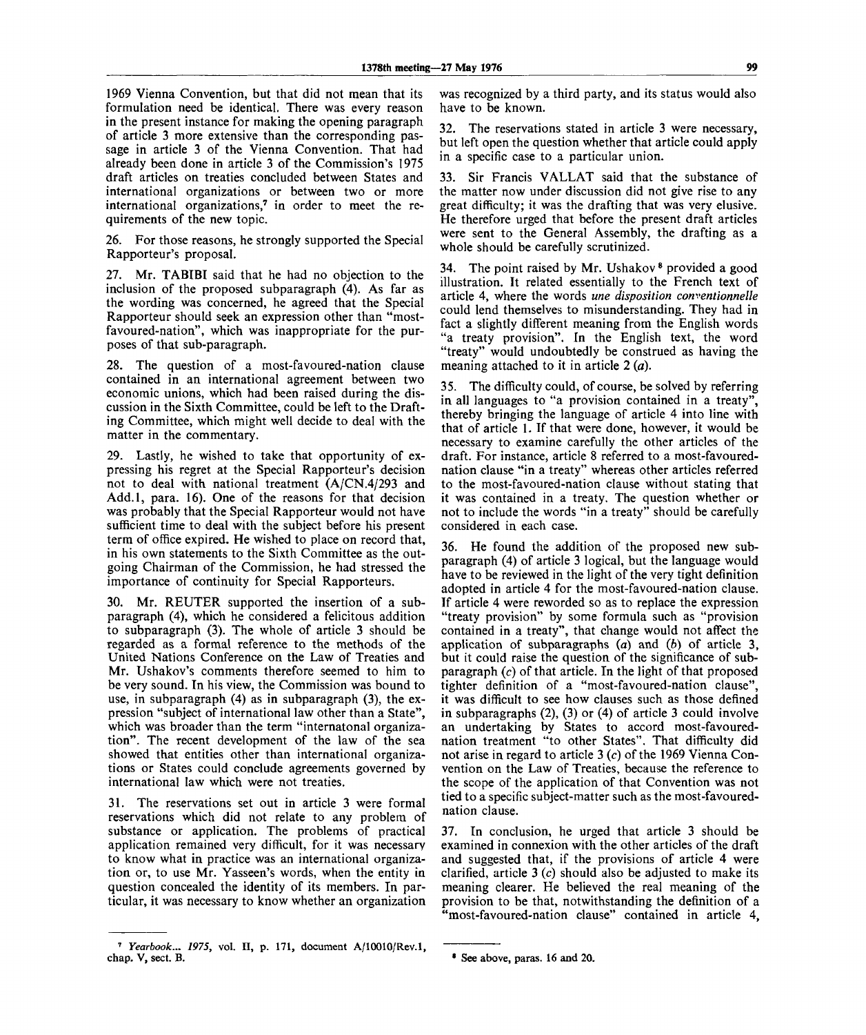1969 Vienna Convention, but that did not mean that its formulation need be identical. There was every reason in the present instance for making the opening paragraph of article 3 more extensive than the corresponding passage in article 3 of the Vienna Convention. That had already been done in article 3 of the Commission's 1975 draft articles on treaties concluded between States and international organizations or between two or more international organizations,[7] in order to meet the requirements of the new topic.

26. For those reasons, he strongly supported the Special Rapporteur's proposal.

27. Mr. TABIBI said that he had no objection to the inclusion of the proposed subparagraph (4). As far as the wording was concerned, he agreed that the Special Rapporteur should seek an expression other than "most-favoured-nation", which was inappropriate for the purposes of that sub-paragraph.

28. The question of a most-favoured-nation clause contained in an international agreement between two economic unions, which had been raised during the discussion in the Sixth Committee, could be left to the Drafting Committee, which might well decide to deal with the matter in the commentary.

29. Lastly, he wished to take that opportunity of expressing his regret at the Special Rapporteur's decision not to deal with national treatment (A/CN.4/293 and Add.1, para. 16). One of the reasons for that decision was probably that the Special Rapporteur would not have sufficient time to deal with the subject before his present term of office expired. He wished to place on record that, in his own statements to the Sixth Committee as the outgoing Chairman of the Commission, he had stressed the importance of continuity for Special Rapporteurs.

30. Mr. REUTER supported the insertion of a subparagraph (4), which he considered a felicitous addition to subparagraph (3). The whole of article 3 should be regarded as a formal reference to the methods of the United Nations Conference on the Law of Treaties and Mr. Ushakov's comments therefore seemed to him to be very sound. In his view, the Commission was bound to use, in subparagraph (4) as in subparagraph (3), the expression "subject of international law other than a State", which was broader than the term "internatonal organization". The recent development of the law of the sea showed that entities other than international organizations or States could conclude agreements governed by international law which were not treaties.

31. The reservations set out in article 3 were formal reservations which did not relate to any problem of substance or application. The problems of practical application remained very difficult, for it was necessary to know what in practice was an international organization or, to use Mr. Yasseen's words, when the entity in question concealed the identity of its members. In particular, it was necessary to know whether an organization was recognized by a third party, and its status would also have to be known.

32. The reservations stated in article 3 were necessary, but left open the question whether that article could apply in a specific case to a particular union.

33. Sir Francis VALLAT said that the substance of the matter now under discussion did not give rise to any great difficulty; it was the drafting that was very elusive. He therefore urged that before the present draft articles were sent to the General Assembly, the drafting as a whole should be carefully scrutinized.

34. The point raised by Mr. Ushakov[8] provided a good illustration. It related essentially to the French text of article 4, where the words *une disposition conventionnelle* could lend themselves to misunderstanding. They had in fact a slightly different meaning from the English words "a treaty provision". In the English text, the word "treaty" would undoubtedly be construed as having the meaning attached to it in article 2 (*a*).

35. The difficulty could, of course, be solved by referring in all languages to "a provision contained in a treaty", thereby bringing the language of article 4 into line with that of article 1. If that were done, however, it would be necessary to examine carefully the other articles of the draft. For instance, article 8 referred to a most-favoured-nation clause "in a treaty" whereas other articles referred to the most-favoured-nation clause without stating that it was contained in a treaty. The question whether or not to include the words "in a treaty" should be carefully considered in each case.

36. He found the addition of the proposed new subparagraph (4) of article 3 logical, but the language would have to be reviewed in the light of the very tight definition adopted in article 4 for the most-favoured-nation clause. If article 4 were reworded so as to replace the expression "treaty provision" by some formula such as "provision contained in a treaty", that change would not affect the application of subparagraphs (*a*) and (*b*) of article 3, but it could raise the question of the significance of subparagraph (*c*) of that article. In the light of that proposed tighter definition of a "most-favoured-nation clause", it was difficult to see how clauses such as those defined in subparagraphs (2), (3) or (4) of article 3 could involve an undertaking by States to accord most-favoured-nation treatment "to other States". That difficulty did not arise in regard to article 3 (*c*) of the 1969 Vienna Convention on the Law of Treaties, because the reference to the scope of the application of that Convention was not tied to a specific subject-matter such as the most-favoured-nation clause.

37. In conclusion, he urged that article 3 should be examined in connexion with the other articles of the draft and suggested that, if the provisions of article 4 were clarified, article 3 (*c*) should also be adjusted to make its meaning clearer. He believed the real meaning of the provision to be that, notwithstanding the definition of a "most-favoured-nation clause" contained in article 4,

---

[7] *Yearbook... 1975*, vol. II, p. 171, document A/10010/Rev.1, chap. V, sect. B.

[8] See above, paras. 16 and 20.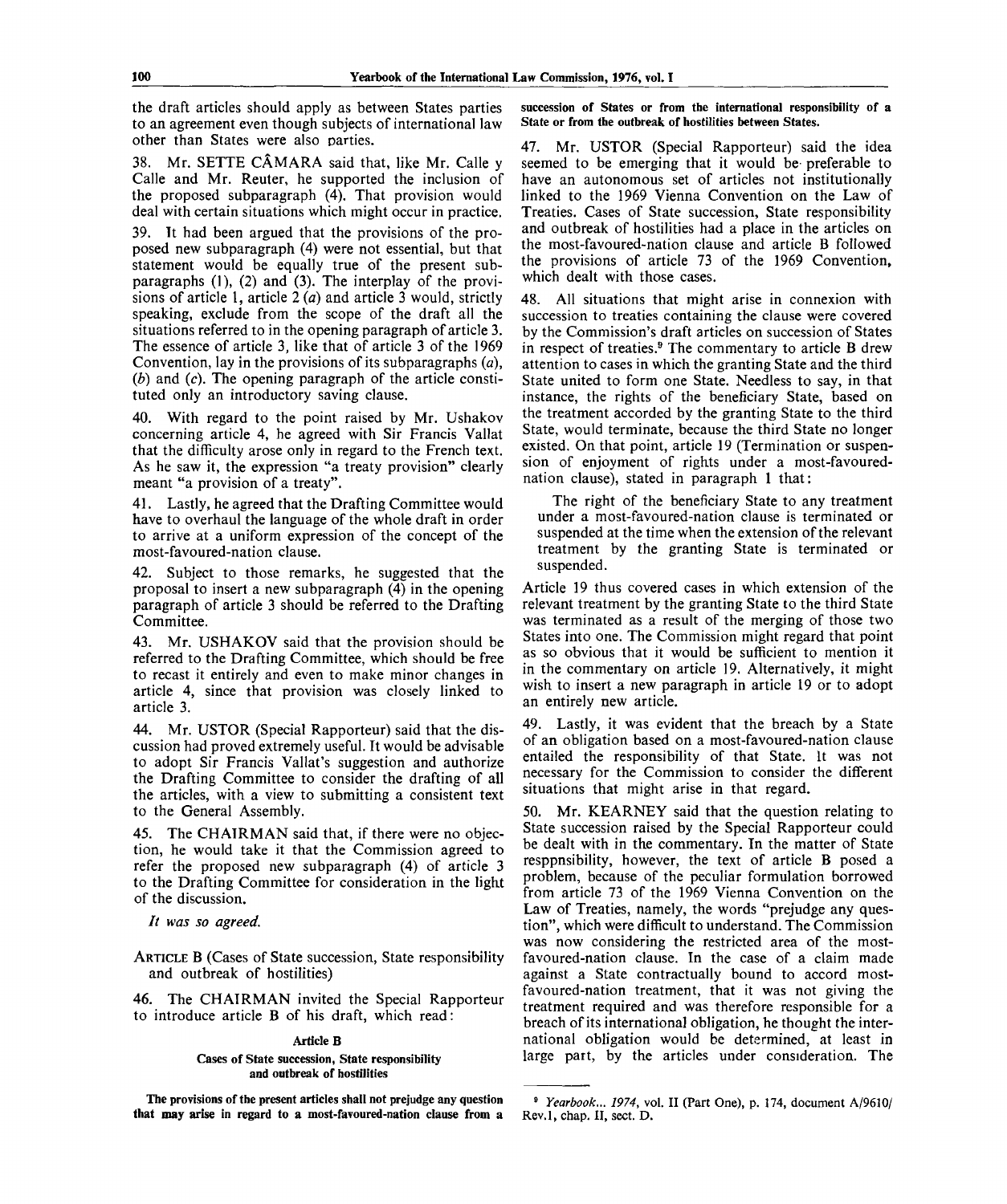the draft articles should apply as between States parties to an agreement even though subjects of international law other than States were also parties.

38. Mr. SETTE CÂMARA said that, like Mr. Calle y Calle and Mr. Reuter, he supported the inclusion of the proposed subparagraph (4). That provision would deal with certain situations which might occur in practice.

39. It had been argued that the provisions of the proposed new subparagraph (4) were not essential, but that statement would be equally true of the present subparagraphs (1), (2) and (3). The interplay of the provisions of article 1, article 2 (*a*) and article 3 would, strictly speaking, exclude from the scope of the draft all the situations referred to in the opening paragraph of article 3. The essence of article 3, like that of article 3 of the 1969 Convention, lay in the provisions of its subparagraphs (*a*), (*b*) and (*c*). The opening paragraph of the article constituted only an introductory saving clause.

40. With regard to the point raised by Mr. Ushakov concerning article 4, he agreed with Sir Francis Vallat that the difficulty arose only in regard to the French text. As he saw it, the expression "a treaty provision" clearly meant "a provision of a treaty".

41. Lastly, he agreed that the Drafting Committee would have to overhaul the language of the whole draft in order to arrive at a uniform expression of the concept of the most-favoured-nation clause.

42. Subject to those remarks, he suggested that the proposal to insert a new subparagraph (4) in the opening paragraph of article 3 should be referred to the Drafting Committee.

43. Mr. USHAKOV said that the provision should be referred to the Drafting Committee, which should be free to recast it entirely and even to make minor changes in article 4, since that provision was closely linked to article 3.

44. Mr. USTOR (Special Rapporteur) said that the discussion had proved extremely useful. It would be advisable to adopt Sir Francis Vallat's suggestion and authorize the Drafting Committee to consider the drafting of all the articles, with a view to submitting a consistent text to the General Assembly.

45. The CHAIRMAN said that, if there were no objection, he would take it that the Commission agreed to refer the proposed new subparagraph (4) of article 3 to the Drafting Committee for consideration in the light of the discussion.

*It was so agreed.*

ARTICLE B (Cases of State succession, State responsibility and outbreak of hostilities)

46. The CHAIRMAN invited the Special Rapporteur to introduce article B of his draft, which read:

**Article B**

**Cases of State succession, State responsibility and outbreak of hostilities**

**The provisions of the present articles shall not prejudge any question that may arise in regard to a most-favoured-nation clause from a succession of States or from the international responsibility of a State or from the outbreak of hostilities between States.**

47. Mr. USTOR (Special Rapporteur) said the idea seemed to be emerging that it would be preferable to have an autonomous set of articles not institutionally linked to the 1969 Vienna Convention on the Law of Treaties. Cases of State succession, State responsibility and outbreak of hostilities had a place in the articles on the most-favoured-nation clause and article B followed the provisions of article 73 of the 1969 Convention, which dealt with those cases.

48. All situations that might arise in connexion with succession to treaties containing the clause were covered by the Commission's draft articles on succession of States in respect of treaties.[9] The commentary to article B drew attention to cases in which the granting State and the third State united to form one State. Needless to say, in that instance, the rights of the beneficiary State, based on the treatment accorded by the granting State to the third State, would terminate, because the third State no longer existed. On that point, article 19 (Termination or suspension of enjoyment of rights under a most-favoured-nation clause), stated in paragraph 1 that:

> The right of the beneficiary State to any treatment under a most-favoured-nation clause is terminated or suspended at the time when the extension of the relevant treatment by the granting State is terminated or suspended.

Article 19 thus covered cases in which extension of the relevant treatment by the granting State to the third State was terminated as a result of the merging of those two States into one. The Commission might regard that point as so obvious that it would be sufficient to mention it in the commentary on article 19. Alternatively, it might wish to insert a new paragraph in article 19 or to adopt an entirely new article.

49. Lastly, it was evident that the breach by a State of an obligation based on a most-favoured-nation clause entailed the responsibility of that State. It was not necessary for the Commission to consider the different situations that might arise in that regard.

50. Mr. KEARNEY said that the question relating to State succession raised by the Special Rapporteur could be dealt with in the commentary. In the matter of State resppnsibility, however, the text of article B posed a problem, because of the peculiar formulation borrowed from article 73 of the 1969 Vienna Convention on the Law of Treaties, namely, the words "prejudge any question", which were difficult to understand. The Commission was now considering the restricted area of the most-favoured-nation clause. In the case of a claim made against a State contractually bound to accord most-favoured-nation treatment, that it was not giving the treatment required and was therefore responsible for a breach of its international obligation, he thought the international obligation would be determined, at least in large part, by the articles under consideration. The

---

[9] *Yearbook... 1974*, vol. II (Part One), p. 174, document A/9610/Rev.1, chap. II, sect. D.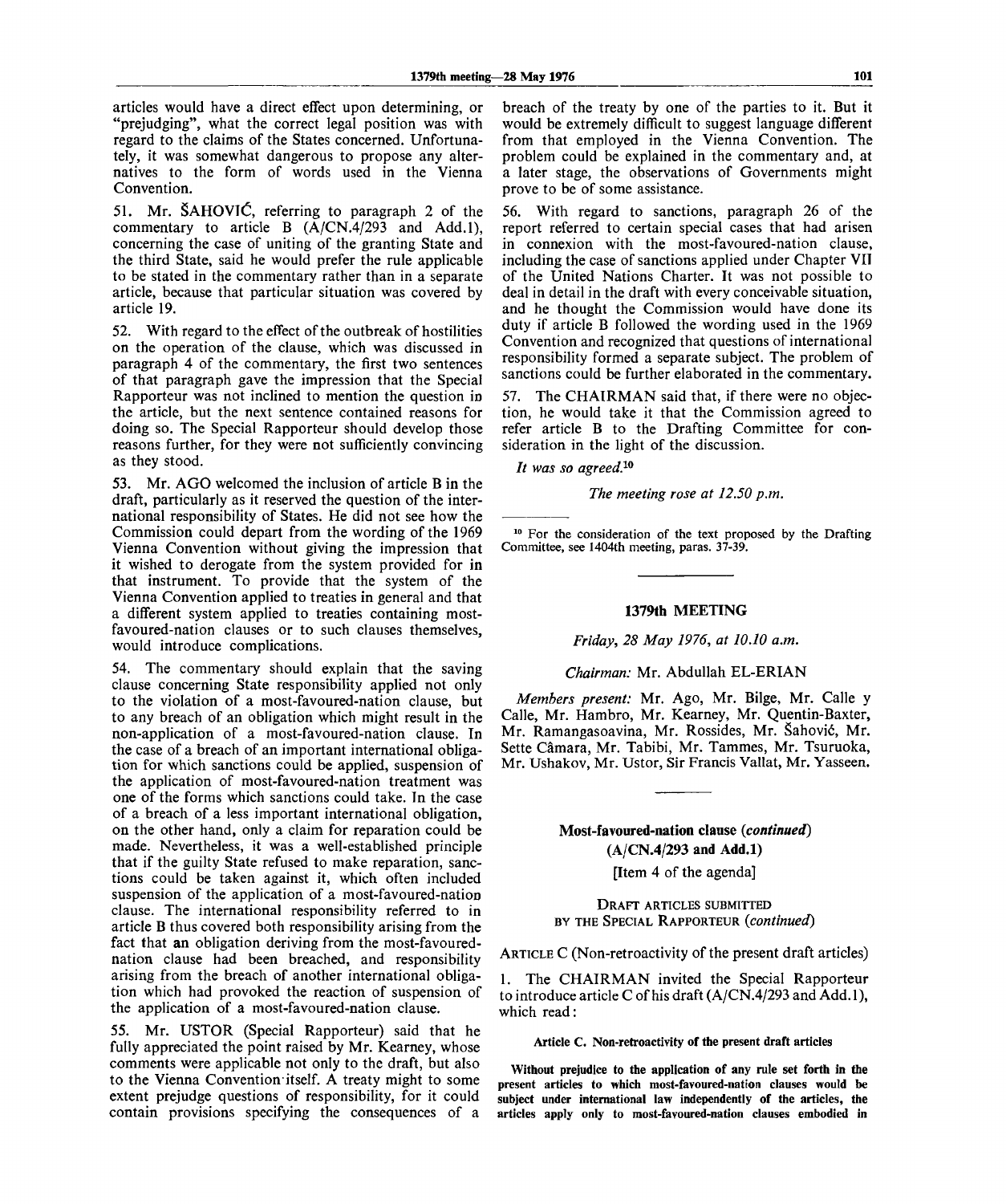articles would have a direct effect upon determining, or "prejudging", what the correct legal position was with regard to the claims of the States concerned. Unfortunately, it was somewhat dangerous to propose any alternatives to the form of words used in the Vienna Convention.

51. Mr. ŠAHOVIĆ, referring to paragraph 2 of the commentary to article B (A/CN.4/293 and Add.1), concerning the case of uniting of the granting State and the third State, said he would prefer the rule applicable to be stated in the commentary rather than in a separate article, because that particular situation was covered by article 19.

52. With regard to the effect of the outbreak of hostilities on the operation of the clause, which was discussed in paragraph 4 of the commentary, the first two sentences of that paragraph gave the impression that the Special Rapporteur was not inclined to mention the question in the article, but the next sentence contained reasons for doing so. The Special Rapporteur should develop those reasons further, for they were not sufficiently convincing as they stood.

53. Mr. AGO welcomed the inclusion of article B in the draft, particularly as it reserved the question of the international responsibility of States. He did not see how the Commission could depart from the wording of the 1969 Vienna Convention without giving the impression that it wished to derogate from the system provided for in that instrument. To provide that the system of the Vienna Convention applied to treaties in general and that a different system applied to treaties containing most-favoured-nation clauses or to such clauses themselves, would introduce complications.

54. The commentary should explain that the saving clause concerning State responsibility applied not only to the violation of a most-favoured-nation clause, but to any breach of an obligation which might result in the non-application of a most-favoured-nation clause. In the case of a breach of an important international obligation for which sanctions could be applied, suspension of the application of most-favoured-nation treatment was one of the forms which sanctions could take. In the case of a breach of a less important international obligation, on the other hand, only a claim for reparation could be made. Nevertheless, it was a well-established principle that if the guilty State refused to make reparation, sanctions could be taken against it, which often included suspension of the application of a most-favoured-nation clause. The international responsibility referred to in article B thus covered both responsibility arising from the fact that an obligation deriving from the most-favoured-nation clause had been breached, and responsibility arising from the breach of another international obligation which had provoked the reaction of suspension of the application of a most-favoured-nation clause.

55. Mr. USTOR (Special Rapporteur) said that he fully appreciated the point raised by Mr. Kearney, whose comments were applicable not only to the draft, but also to the Vienna Convention itself. A treaty might to some extent prejudge questions of responsibility, for it could contain provisions specifying the consequences of a breach of the treaty by one of the parties to it. But it would be extremely difficult to suggest language different from that employed in the Vienna Convention. The problem could be explained in the commentary and, at a later stage, the observations of Governments might prove to be of some assistance.

56. With regard to sanctions, paragraph 26 of the report referred to certain special cases that had arisen in connexion with the most-favoured-nation clause, including the case of sanctions applied under Chapter VII of the United Nations Charter. It was not possible to deal in detail in the draft with every conceivable situation, and he thought the Commission would have done its duty if article B followed the wording used in the 1969 Convention and recognized that questions of international responsibility formed a separate subject. The problem of sanctions could be further elaborated in the commentary.

57. The CHAIRMAN said that, if there were no objection, he would take it that the Commission agreed to refer article B to the Drafting Committee for consideration in the light of the discussion.

*It was so agreed.*[10]

*The meeting rose at 12.50 p.m.*

[10] For the consideration of the text proposed by the Drafting Committee, see 1404th meeting, paras. 37-39.

## 1379th MEETING

*Friday, 28 May 1976, at 10.10 a.m.*

*Chairman:* Mr. Abdullah EL-ERIAN

*Members present:* Mr. Ago, Mr. Bilge, Mr. Calle y Calle, Mr. Hambro, Mr. Kearney, Mr. Quentin-Baxter, Mr. Ramangasoavina, Mr. Rossides, Mr. Šahović, Mr. Sette Câmara, Mr. Tabibi, Mr. Tammes, Mr. Tsuruoka, Mr. Ushakov, Mr. Ustor, Sir Francis Vallat, Mr. Yasseen.

### Most-favoured-nation clause (*continued*) (A/CN.4/293 and Add.1)

[Item 4 of the agenda]

DRAFT ARTICLES SUBMITTED BY THE SPECIAL RAPPORTEUR (*continued*)

ARTICLE C (Non-retroactivity of the present draft articles)

1. The CHAIRMAN invited the Special Rapporteur to introduce article C of his draft (A/CN.4/293 and Add.1), which read:

**Article C. Non-retroactivity of the present draft articles**

**Without prejudice to the application of any rule set forth in the present articles to which most-favoured-nation clauses would be subject under international law independently of the articles, the articles apply only to most-favoured-nation clauses embodied in**